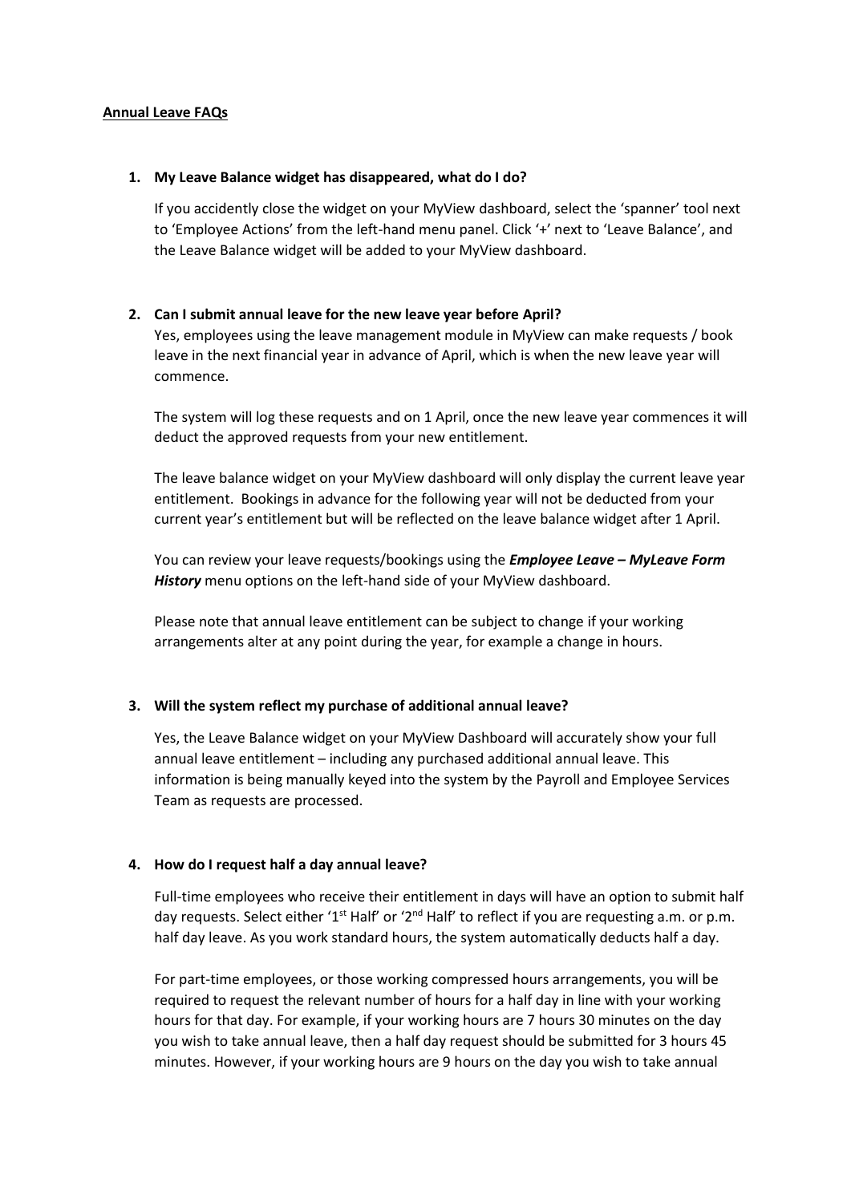**Annual Leave FAQs**

1. **My Leave Balance widget has disappeared, what do I do?**

   If you accidently close the widget on your MyView dashboard, select the 'spanner' tool next to 'Employee Actions' from the left-hand menu panel. Click '+' next to 'Leave Balance', and the Leave Balance widget will be added to your MyView dashboard.

2. **Can I submit annual leave for the new leave year before April?**

   Yes, employees using the leave management module in MyView can make requests / book leave in the next financial year in advance of April, which is when the new leave year will commence.

   The system will log these requests and on 1 April, once the new leave year commences it will deduct the approved requests from your new entitlement.

   The leave balance widget on your MyView dashboard will only display the current leave year entitlement. Bookings in advance for the following year will not be deducted from your current year's entitlement but will be reflected on the leave balance widget after 1 April.

   You can review your leave requests/bookings using the ***Employee Leave – MyLeave Form History*** menu options on the left-hand side of your MyView dashboard.

   Please note that annual leave entitlement can be subject to change if your working arrangements alter at any point during the year, for example a change in hours.

3. **Will the system reflect my purchase of additional annual leave?**

   Yes, the Leave Balance widget on your MyView Dashboard will accurately show your full annual leave entitlement – including any purchased additional annual leave. This information is being manually keyed into the system by the Payroll and Employee Services Team as requests are processed.

4. **How do I request half a day annual leave?**

   Full-time employees who receive their entitlement in days will have an option to submit half day requests. Select either '1st Half' or '2nd Half' to reflect if you are requesting a.m. or p.m. half day leave. As you work standard hours, the system automatically deducts half a day.

   For part-time employees, or those working compressed hours arrangements, you will be required to request the relevant number of hours for a half day in line with your working hours for that day. For example, if your working hours are 7 hours 30 minutes on the day you wish to take annual leave, then a half day request should be submitted for 3 hours 45 minutes. However, if your working hours are 9 hours on the day you wish to take annual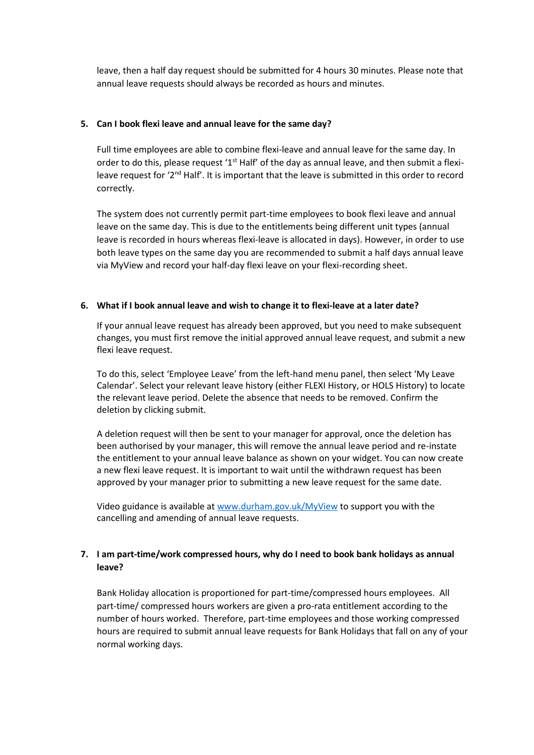leave, then a half day request should be submitted for 4 hours 30 minutes. Please note that annual leave requests should always be recorded as hours and minutes.

**5. Can I book flexi leave and annual leave for the same day?**

Full time employees are able to combine flexi-leave and annual leave for the same day. In order to do this, please request '1st Half' of the day as annual leave, and then submit a flexi-leave request for '2nd Half'. It is important that the leave is submitted in this order to record correctly.

The system does not currently permit part-time employees to book flexi leave and annual leave on the same day. This is due to the entitlements being different unit types (annual leave is recorded in hours whereas flexi-leave is allocated in days). However, in order to use both leave types on the same day you are recommended to submit a half days annual leave via MyView and record your half-day flexi leave on your flexi-recording sheet.

**6. What if I book annual leave and wish to change it to flexi-leave at a later date?**

If your annual leave request has already been approved, but you need to make subsequent changes, you must first remove the initial approved annual leave request, and submit a new flexi leave request.

To do this, select 'Employee Leave' from the left-hand menu panel, then select 'My Leave Calendar'. Select your relevant leave history (either FLEXI History, or HOLS History) to locate the relevant leave period. Delete the absence that needs to be removed. Confirm the deletion by clicking submit.

A deletion request will then be sent to your manager for approval, once the deletion has been authorised by your manager, this will remove the annual leave period and re-instate the entitlement to your annual leave balance as shown on your widget. You can now create a new flexi leave request. It is important to wait until the withdrawn request has been approved by your manager prior to submitting a new leave request for the same date.

Video guidance is available at [www.durham.gov.uk/MyView](http://www.durham.gov.uk/MyView) to support you with the cancelling and amending of annual leave requests.

**7. I am part-time/work compressed hours, why do I need to book bank holidays as annual leave?**

Bank Holiday allocation is proportioned for part-time/compressed hours employees. All part-time/ compressed hours workers are given a pro-rata entitlement according to the number of hours worked. Therefore, part-time employees and those working compressed hours are required to submit annual leave requests for Bank Holidays that fall on any of your normal working days.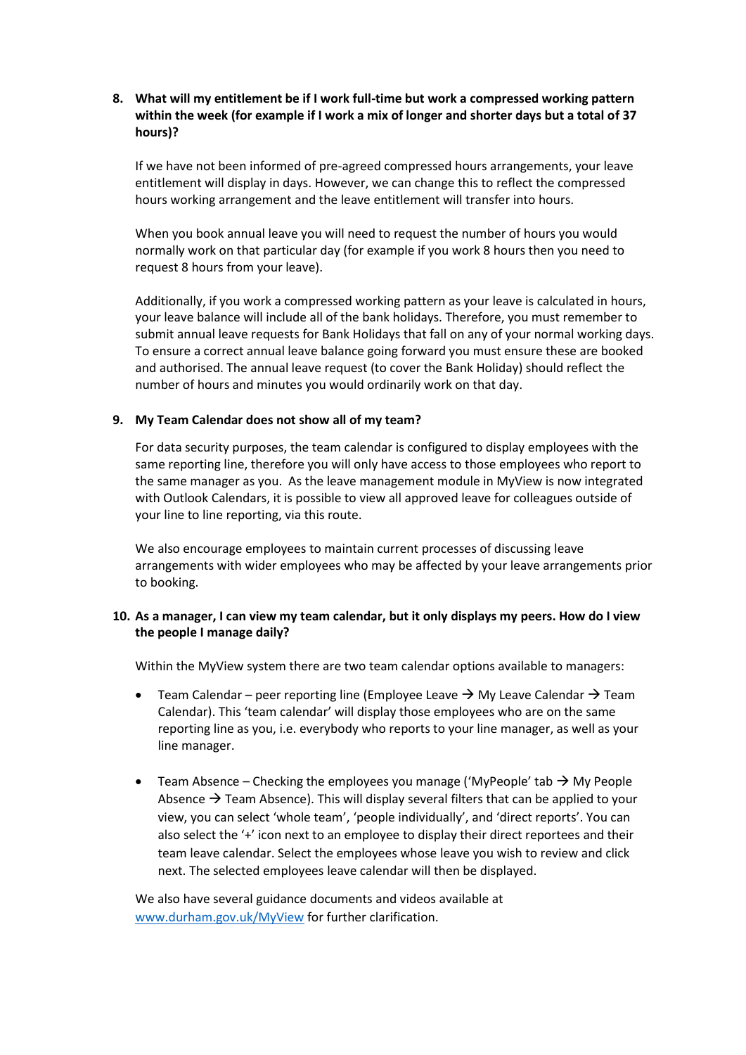8. **What will my entitlement be if I work full-time but work a compressed working pattern within the week (for example if I work a mix of longer and shorter days but a total of 37 hours)?**

   If we have not been informed of pre-agreed compressed hours arrangements, your leave entitlement will display in days. However, we can change this to reflect the compressed hours working arrangement and the leave entitlement will transfer into hours.

   When you book annual leave you will need to request the number of hours you would normally work on that particular day (for example if you work 8 hours then you need to request 8 hours from your leave).

   Additionally, if you work a compressed working pattern as your leave is calculated in hours, your leave balance will include all of the bank holidays. Therefore, you must remember to submit annual leave requests for Bank Holidays that fall on any of your normal working days. To ensure a correct annual leave balance going forward you must ensure these are booked and authorised. The annual leave request (to cover the Bank Holiday) should reflect the number of hours and minutes you would ordinarily work on that day.

9. **My Team Calendar does not show all of my team?**

   For data security purposes, the team calendar is configured to display employees with the same reporting line, therefore you will only have access to those employees who report to the same manager as you. As the leave management module in MyView is now integrated with Outlook Calendars, it is possible to view all approved leave for colleagues outside of your line to line reporting, via this route.

   We also encourage employees to maintain current processes of discussing leave arrangements with wider employees who may be affected by your leave arrangements prior to booking.

10. **As a manager, I can view my team calendar, but it only displays my peers. How do I view the people I manage daily?**

    Within the MyView system there are two team calendar options available to managers:

    - Team Calendar – peer reporting line (Employee Leave → My Leave Calendar → Team Calendar). This 'team calendar' will display those employees who are on the same reporting line as you, i.e. everybody who reports to your line manager, as well as your line manager.

    - Team Absence – Checking the employees you manage ('MyPeople' tab → My People Absence → Team Absence). This will display several filters that can be applied to your view, you can select 'whole team', 'people individually', and 'direct reports'. You can also select the '+' icon next to an employee to display their direct reportees and their team leave calendar. Select the employees whose leave you wish to review and click next. The selected employees leave calendar will then be displayed.

    We also have several guidance documents and videos available at [www.durham.gov.uk/MyView](www.durham.gov.uk/MyView) for further clarification.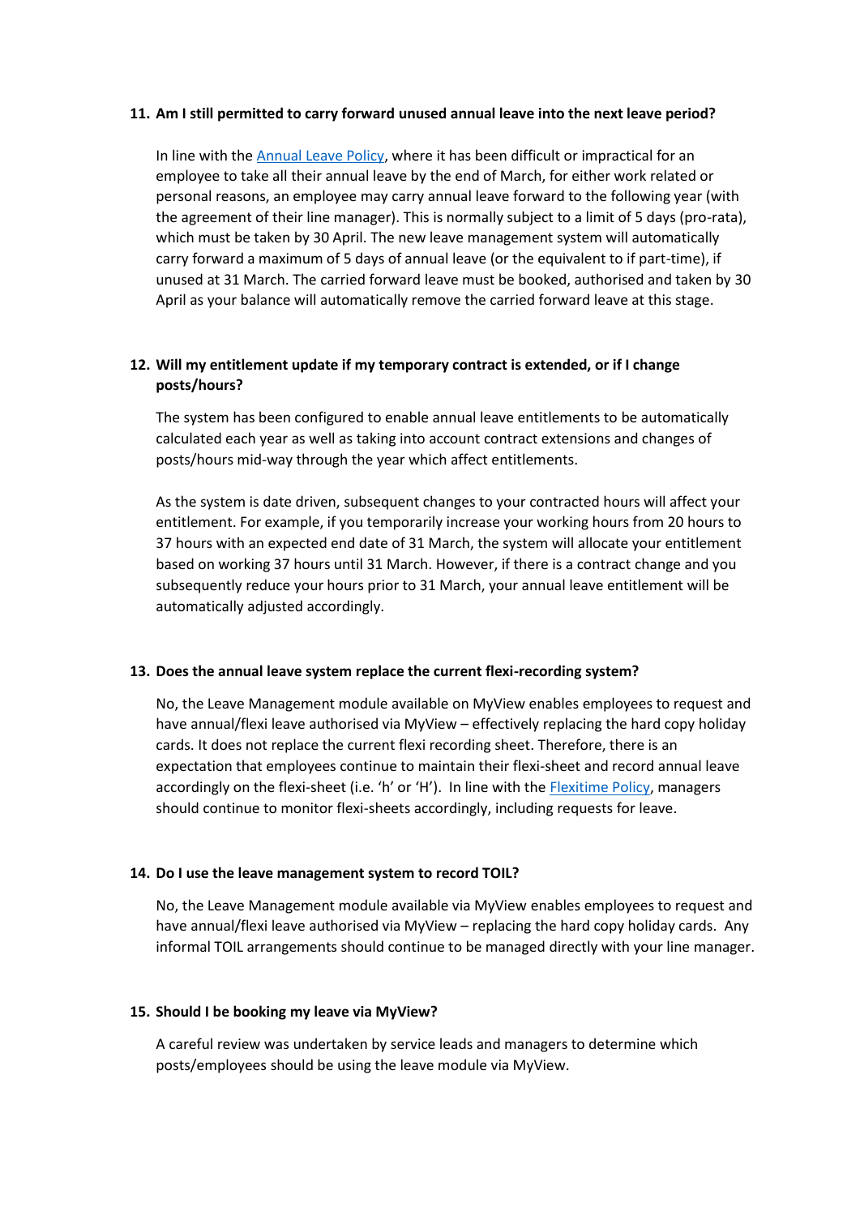**11. Am I still permitted to carry forward unused annual leave into the next leave period?**

In line with the [Annual Leave Policy](), where it has been difficult or impractical for an employee to take all their annual leave by the end of March, for either work related or personal reasons, an employee may carry annual leave forward to the following year (with the agreement of their line manager). This is normally subject to a limit of 5 days (pro-rata), which must be taken by 30 April. The new leave management system will automatically carry forward a maximum of 5 days of annual leave (or the equivalent to if part-time), if unused at 31 March. The carried forward leave must be booked, authorised and taken by 30 April as your balance will automatically remove the carried forward leave at this stage.

**12. Will my entitlement update if my temporary contract is extended, or if I change posts/hours?**

The system has been configured to enable annual leave entitlements to be automatically calculated each year as well as taking into account contract extensions and changes of posts/hours mid-way through the year which affect entitlements.

As the system is date driven, subsequent changes to your contracted hours will affect your entitlement. For example, if you temporarily increase your working hours from 20 hours to 37 hours with an expected end date of 31 March, the system will allocate your entitlement based on working 37 hours until 31 March. However, if there is a contract change and you subsequently reduce your hours prior to 31 March, your annual leave entitlement will be automatically adjusted accordingly.

**13. Does the annual leave system replace the current flexi-recording system?**

No, the Leave Management module available on MyView enables employees to request and have annual/flexi leave authorised via MyView – effectively replacing the hard copy holiday cards. It does not replace the current flexi recording sheet. Therefore, there is an expectation that employees continue to maintain their flexi-sheet and record annual leave accordingly on the flexi-sheet (i.e. 'h' or 'H'). In line with the [Flexitime Policy](), managers should continue to monitor flexi-sheets accordingly, including requests for leave.

**14. Do I use the leave management system to record TOIL?**

No, the Leave Management module available via MyView enables employees to request and have annual/flexi leave authorised via MyView – replacing the hard copy holiday cards. Any informal TOIL arrangements should continue to be managed directly with your line manager.

**15. Should I be booking my leave via MyView?**

A careful review was undertaken by service leads and managers to determine which posts/employees should be using the leave module via MyView.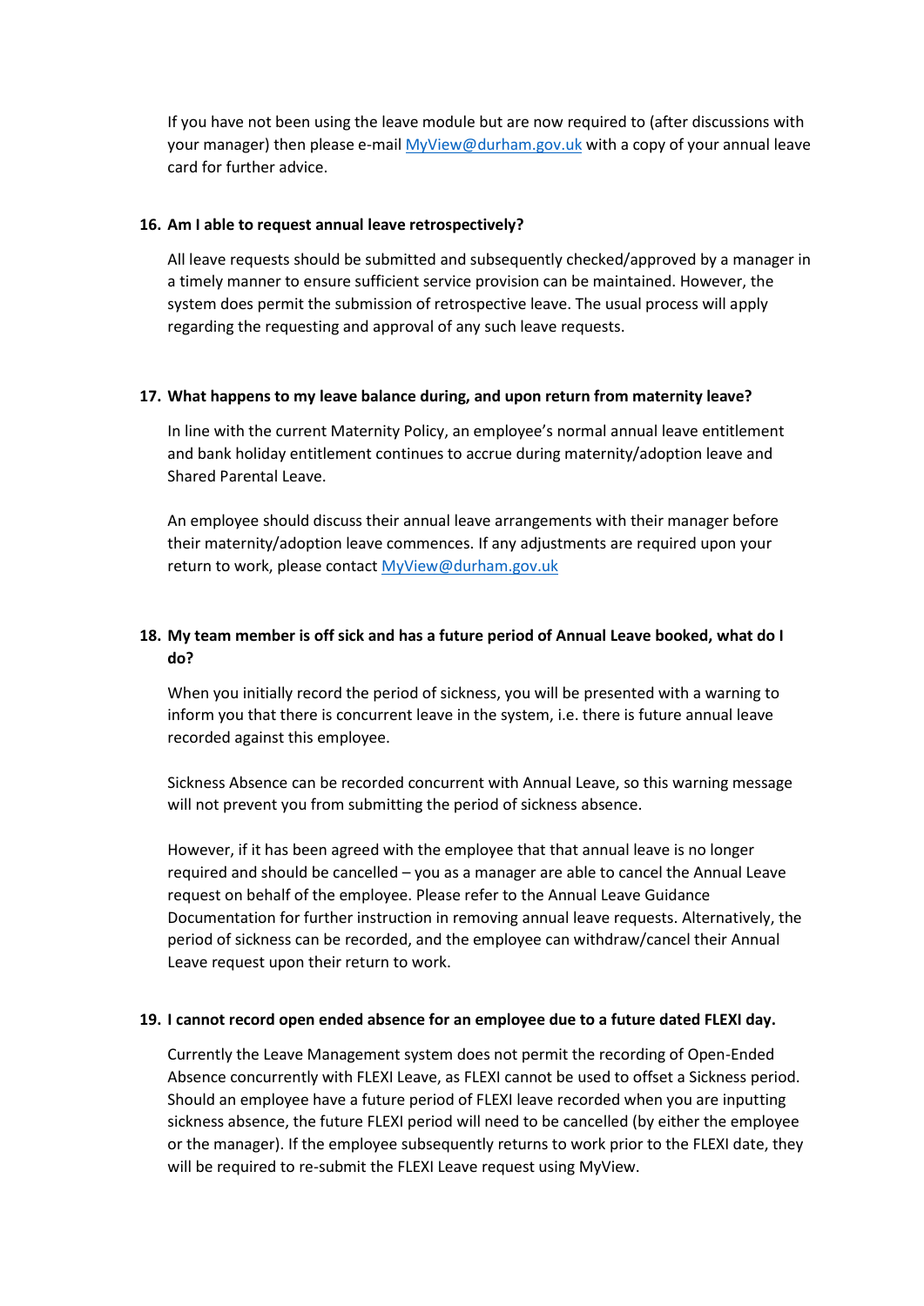If you have not been using the leave module but are now required to (after discussions with your manager) then please e-mail [MyView@durham.gov.uk](mailto:MyView@durham.gov.uk) with a copy of your annual leave card for further advice.

**16. Am I able to request annual leave retrospectively?**

All leave requests should be submitted and subsequently checked/approved by a manager in a timely manner to ensure sufficient service provision can be maintained. However, the system does permit the submission of retrospective leave. The usual process will apply regarding the requesting and approval of any such leave requests.

**17. What happens to my leave balance during, and upon return from maternity leave?**

In line with the current Maternity Policy, an employee's normal annual leave entitlement and bank holiday entitlement continues to accrue during maternity/adoption leave and Shared Parental Leave.

An employee should discuss their annual leave arrangements with their manager before their maternity/adoption leave commences. If any adjustments are required upon your return to work, please contact [MyView@durham.gov.uk](mailto:MyView@durham.gov.uk)

**18. My team member is off sick and has a future period of Annual Leave booked, what do I do?**

When you initially record the period of sickness, you will be presented with a warning to inform you that there is concurrent leave in the system, i.e. there is future annual leave recorded against this employee.

Sickness Absence can be recorded concurrent with Annual Leave, so this warning message will not prevent you from submitting the period of sickness absence.

However, if it has been agreed with the employee that that annual leave is no longer required and should be cancelled – you as a manager are able to cancel the Annual Leave request on behalf of the employee. Please refer to the Annual Leave Guidance Documentation for further instruction in removing annual leave requests. Alternatively, the period of sickness can be recorded, and the employee can withdraw/cancel their Annual Leave request upon their return to work.

**19. I cannot record open ended absence for an employee due to a future dated FLEXI day.**

Currently the Leave Management system does not permit the recording of Open-Ended Absence concurrently with FLEXI Leave, as FLEXI cannot be used to offset a Sickness period. Should an employee have a future period of FLEXI leave recorded when you are inputting sickness absence, the future FLEXI period will need to be cancelled (by either the employee or the manager). If the employee subsequently returns to work prior to the FLEXI date, they will be required to re-submit the FLEXI Leave request using MyView.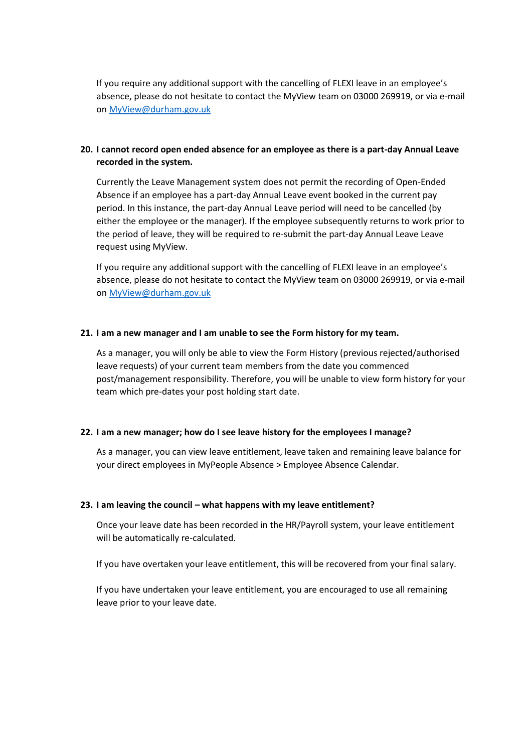If you require any additional support with the cancelling of FLEXI leave in an employee's absence, please do not hesitate to contact the MyView team on 03000 269919, or via e-mail on [MyView@durham.gov.uk](mailto:MyView@durham.gov.uk)

**20. I cannot record open ended absence for an employee as there is a part-day Annual Leave recorded in the system.**

Currently the Leave Management system does not permit the recording of Open-Ended Absence if an employee has a part-day Annual Leave event booked in the current pay period. In this instance, the part-day Annual Leave period will need to be cancelled (by either the employee or the manager). If the employee subsequently returns to work prior to the period of leave, they will be required to re-submit the part-day Annual Leave Leave request using MyView.

If you require any additional support with the cancelling of FLEXI leave in an employee's absence, please do not hesitate to contact the MyView team on 03000 269919, or via e-mail on [MyView@durham.gov.uk](mailto:MyView@durham.gov.uk)

**21. I am a new manager and I am unable to see the Form history for my team.**

As a manager, you will only be able to view the Form History (previous rejected/authorised leave requests) of your current team members from the date you commenced post/management responsibility. Therefore, you will be unable to view form history for your team which pre-dates your post holding start date.

**22. I am a new manager; how do I see leave history for the employees I manage?**

As a manager, you can view leave entitlement, leave taken and remaining leave balance for your direct employees in MyPeople Absence > Employee Absence Calendar.

**23. I am leaving the council – what happens with my leave entitlement?**

Once your leave date has been recorded in the HR/Payroll system, your leave entitlement will be automatically re-calculated.

If you have overtaken your leave entitlement, this will be recovered from your final salary.

If you have undertaken your leave entitlement, you are encouraged to use all remaining leave prior to your leave date.